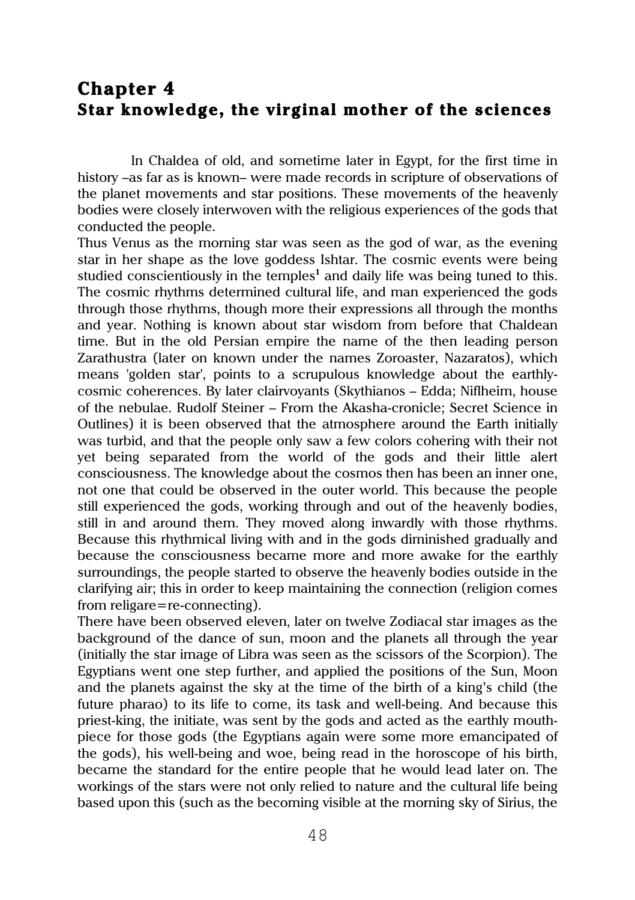# Chapter 4
## Star knowledge, the virginal mother of the sciences

In Chaldea of old, and sometime later in Egypt, for the first time in history –as far as is known– were made records in scripture of observations of the planet movements and star positions. These movements of the heavenly bodies were closely interwoven with the religious experiences of the gods that conducted the people.

Thus Venus as the morning star was seen as the god of war, as the evening star in her shape as the love goddess Ishtar. The cosmic events were being studied conscientiously in the temples[1] and daily life was being tuned to this. The cosmic rhythms determined cultural life, and man experienced the gods through those rhythms, though more their expressions all through the months and year. Nothing is known about star wisdom from before that Chaldean time. But in the old Persian empire the name of the then leading person Zarathustra (later on known under the names Zoroaster, Nazaratos), which means 'golden star', points to a scrupulous knowledge about the earthly-cosmic coherences. By later clairvoyants (Skythianos – Edda; Niflheim, house of the nebulae. Rudolf Steiner – From the Akasha-cronicle; Secret Science in Outlines) it is been observed that the atmosphere around the Earth initially was turbid, and that the people only saw a few colors cohering with their not yet being separated from the world of the gods and their little alert consciousness. The knowledge about the cosmos then has been an inner one, not one that could be observed in the outer world. This because the people still experienced the gods, working through and out of the heavenly bodies, still in and around them. They moved along inwardly with those rhythms. Because this rhythmical living with and in the gods diminished gradually and because the consciousness became more and more awake for the earthly surroundings, the people started to observe the heavenly bodies outside in the clarifying air; this in order to keep maintaining the connection (religion comes from religare=re-connecting).

There have been observed eleven, later on twelve Zodiacal star images as the background of the dance of sun, moon and the planets all through the year (initially the star image of Libra was seen as the scissors of the Scorpion). The Egyptians went one step further, and applied the positions of the Sun, Moon and the planets against the sky at the time of the birth of a king's child (the future pharao) to its life to come, its task and well-being. And because this priest-king, the initiate, was sent by the gods and acted as the earthly mouth-piece for those gods (the Egyptians again were some more emancipated of the gods), his well-being and woe, being read in the horoscope of his birth, became the standard for the entire people that he would lead later on. The workings of the stars were not only relied to nature and the cultural life being based upon this (such as the becoming visible at the morning sky of Sirius, the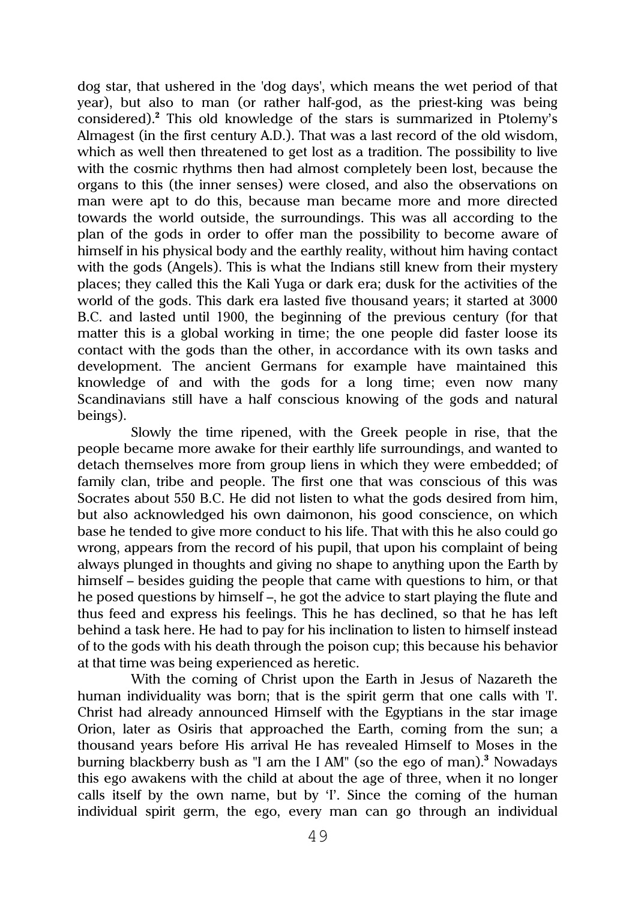dog star, that ushered in the 'dog days', which means the wet period of that year), but also to man (or rather half-god, as the priest-king was being considered).[2] This old knowledge of the stars is summarized in Ptolemy's Almagest (in the first century A.D.). That was a last record of the old wisdom, which as well then threatened to get lost as a tradition. The possibility to live with the cosmic rhythms then had almost completely been lost, because the organs to this (the inner senses) were closed, and also the observations on man were apt to do this, because man became more and more directed towards the world outside, the surroundings. This was all according to the plan of the gods in order to offer man the possibility to become aware of himself in his physical body and the earthly reality, without him having contact with the gods (Angels). This is what the Indians still knew from their mystery places; they called this the Kali Yuga or dark era; dusk for the activities of the world of the gods. This dark era lasted five thousand years; it started at 3000 B.C. and lasted until 1900, the beginning of the previous century (for that matter this is a global working in time; the one people did faster loose its contact with the gods than the other, in accordance with its own tasks and development. The ancient Germans for example have maintained this knowledge of and with the gods for a long time; even now many Scandinavians still have a half conscious knowing of the gods and natural beings).

Slowly the time ripened, with the Greek people in rise, that the people became more awake for their earthly life surroundings, and wanted to detach themselves more from group liens in which they were embedded; of family clan, tribe and people. The first one that was conscious of this was Socrates about 550 B.C. He did not listen to what the gods desired from him, but also acknowledged his own daimonon, his good conscience, on which base he tended to give more conduct to his life. That with this he also could go wrong, appears from the record of his pupil, that upon his complaint of being always plunged in thoughts and giving no shape to anything upon the Earth by himself – besides guiding the people that came with questions to him, or that he posed questions by himself –, he got the advice to start playing the flute and thus feed and express his feelings. This he has declined, so that he has left behind a task here. He had to pay for his inclination to listen to himself instead of to the gods with his death through the poison cup; this because his behavior at that time was being experienced as heretic.

With the coming of Christ upon the Earth in Jesus of Nazareth the human individuality was born; that is the spirit germ that one calls with 'I'. Christ had already announced Himself with the Egyptians in the star image Orion, later as Osiris that approached the Earth, coming from the sun; a thousand years before His arrival He has revealed Himself to Moses in the burning blackberry bush as "I am the I AM" (so the ego of man).[3] Nowadays this ego awakens with the child at about the age of three, when it no longer calls itself by the own name, but by 'I'. Since the coming of the human individual spirit germ, the ego, every man can go through an individual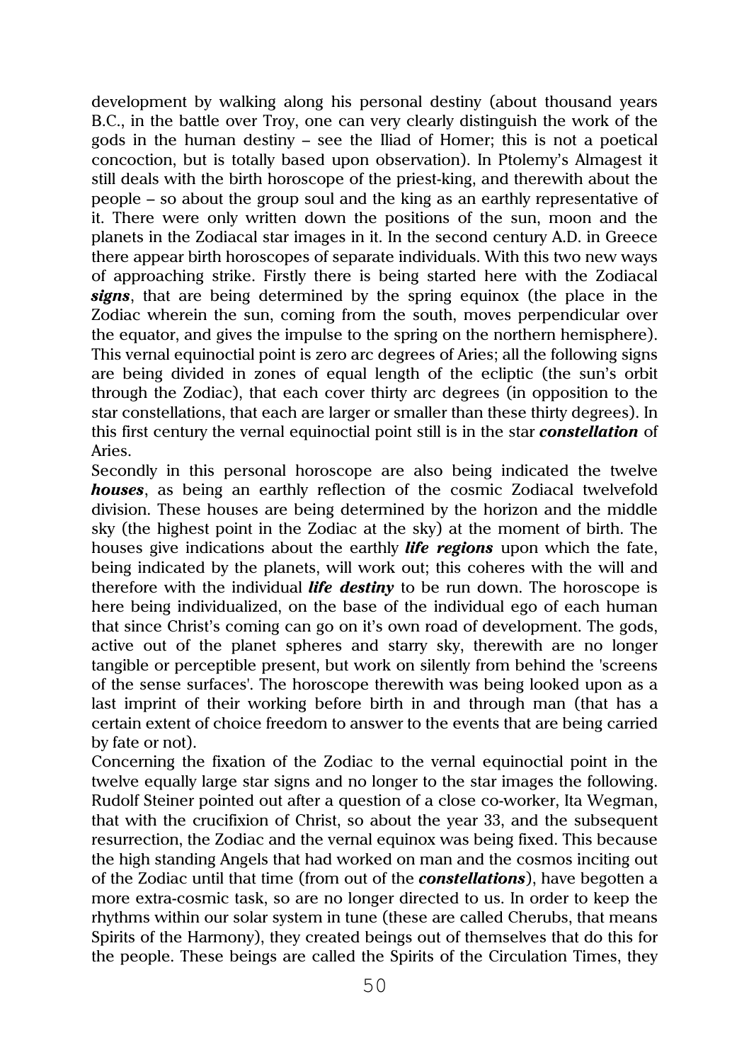development by walking along his personal destiny (about thousand years B.C., in the battle over Troy, one can very clearly distinguish the work of the gods in the human destiny – see the Iliad of Homer; this is not a poetical concoction, but is totally based upon observation). In Ptolemy's Almagest it still deals with the birth horoscope of the priest-king, and therewith about the people – so about the group soul and the king as an earthly representative of it. There were only written down the positions of the sun, moon and the planets in the Zodiacal star images in it. In the second century A.D. in Greece there appear birth horoscopes of separate individuals. With this two new ways of approaching strike. Firstly there is being started here with the Zodiacal ***signs***, that are being determined by the spring equinox (the place in the Zodiac wherein the sun, coming from the south, moves perpendicular over the equator, and gives the impulse to the spring on the northern hemisphere). This vernal equinoctial point is zero arc degrees of Aries; all the following signs are being divided in zones of equal length of the ecliptic (the sun's orbit through the Zodiac), that each cover thirty arc degrees (in opposition to the star constellations, that each are larger or smaller than these thirty degrees). In this first century the vernal equinoctial point still is in the star ***constellation*** of Aries.

Secondly in this personal horoscope are also being indicated the twelve ***houses***, as being an earthly reflection of the cosmic Zodiacal twelvefold division. These houses are being determined by the horizon and the middle sky (the highest point in the Zodiac at the sky) at the moment of birth. The houses give indications about the earthly ***life regions*** upon which the fate, being indicated by the planets, will work out; this coheres with the will and therefore with the individual ***life destiny*** to be run down. The horoscope is here being individualized, on the base of the individual ego of each human that since Christ's coming can go on it's own road of development. The gods, active out of the planet spheres and starry sky, therewith are no longer tangible or perceptible present, but work on silently from behind the 'screens of the sense surfaces'. The horoscope therewith was being looked upon as a last imprint of their working before birth in and through man (that has a certain extent of choice freedom to answer to the events that are being carried by fate or not).

Concerning the fixation of the Zodiac to the vernal equinoctial point in the twelve equally large star signs and no longer to the star images the following. Rudolf Steiner pointed out after a question of a close co-worker, Ita Wegman, that with the crucifixion of Christ, so about the year 33, and the subsequent resurrection, the Zodiac and the vernal equinox was being fixed. This because the high standing Angels that had worked on man and the cosmos inciting out of the Zodiac until that time (from out of the ***constellations***), have begotten a more extra-cosmic task, so are no longer directed to us. In order to keep the rhythms within our solar system in tune (these are called Cherubs, that means Spirits of the Harmony), they created beings out of themselves that do this for the people. These beings are called the Spirits of the Circulation Times, they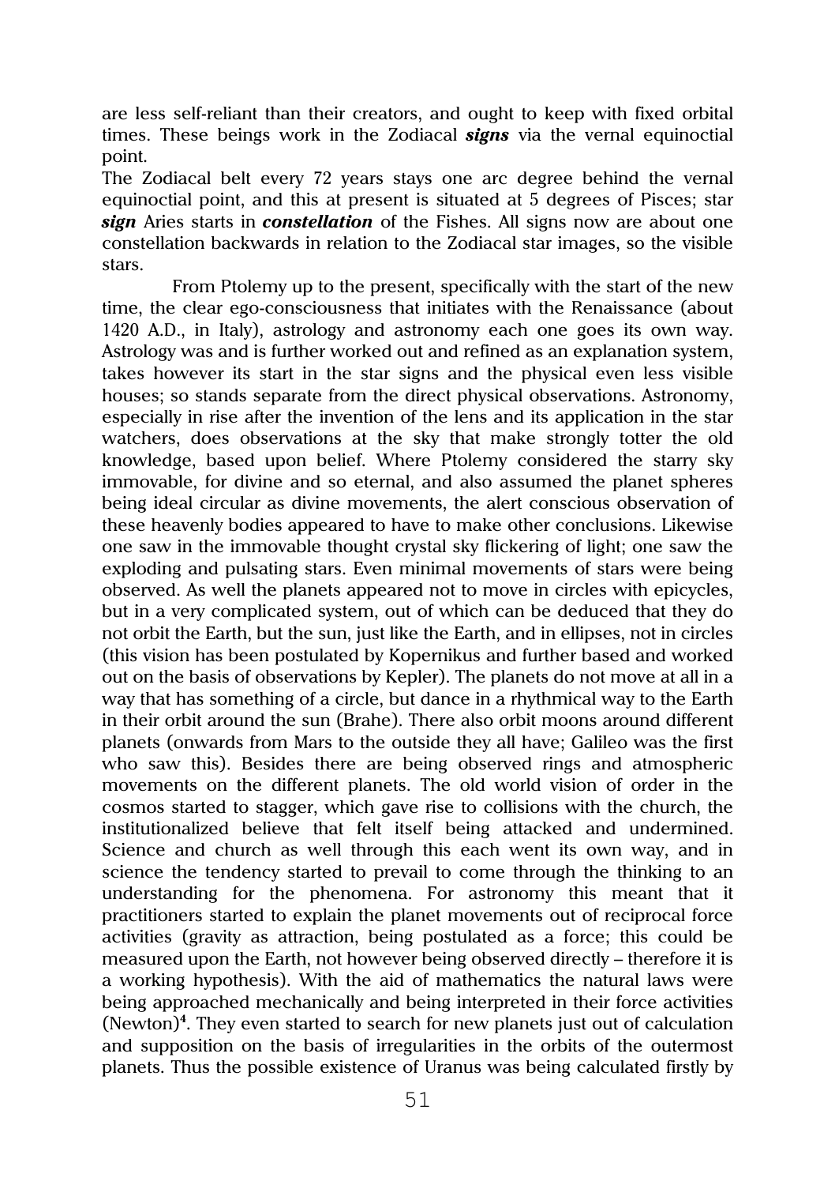are less self-reliant than their creators, and ought to keep with fixed orbital times. These beings work in the Zodiacal ***signs*** via the vernal equinoctial point.
The Zodiacal belt every 72 years stays one arc degree behind the vernal equinoctial point, and this at present is situated at 5 degrees of Pisces; star ***sign*** Aries starts in ***constellation*** of the Fishes. All signs now are about one constellation backwards in relation to the Zodiacal star images, so the visible stars.

From Ptolemy up to the present, specifically with the start of the new time, the clear ego-consciousness that initiates with the Renaissance (about 1420 A.D., in Italy), astrology and astronomy each one goes its own way. Astrology was and is further worked out and refined as an explanation system, takes however its start in the star signs and the physical even less visible houses; so stands separate from the direct physical observations. Astronomy, especially in rise after the invention of the lens and its application in the star watchers, does observations at the sky that make strongly totter the old knowledge, based upon belief. Where Ptolemy considered the starry sky immovable, for divine and so eternal, and also assumed the planet spheres being ideal circular as divine movements, the alert conscious observation of these heavenly bodies appeared to have to make other conclusions. Likewise one saw in the immovable thought crystal sky flickering of light; one saw the exploding and pulsating stars. Even minimal movements of stars were being observed. As well the planets appeared not to move in circles with epicycles, but in a very complicated system, out of which can be deduced that they do not orbit the Earth, but the sun, just like the Earth, and in ellipses, not in circles (this vision has been postulated by Kopernikus and further based and worked out on the basis of observations by Kepler). The planets do not move at all in a way that has something of a circle, but dance in a rhythmical way to the Earth in their orbit around the sun (Brahe). There also orbit moons around different planets (onwards from Mars to the outside they all have; Galileo was the first who saw this). Besides there are being observed rings and atmospheric movements on the different planets. The old world vision of order in the cosmos started to stagger, which gave rise to collisions with the church, the institutionalized believe that felt itself being attacked and undermined. Science and church as well through this each went its own way, and in science the tendency started to prevail to come through the thinking to an understanding for the phenomena. For astronomy this meant that it practitioners started to explain the planet movements out of reciprocal force activities (gravity as attraction, being postulated as a force; this could be measured upon the Earth, not however being observed directly – therefore it is a working hypothesis). With the aid of mathematics the natural laws were being approached mechanically and being interpreted in their force activities (Newton)[4]. They even started to search for new planets just out of calculation and supposition on the basis of irregularities in the orbits of the outermost planets. Thus the possible existence of Uranus was being calculated firstly by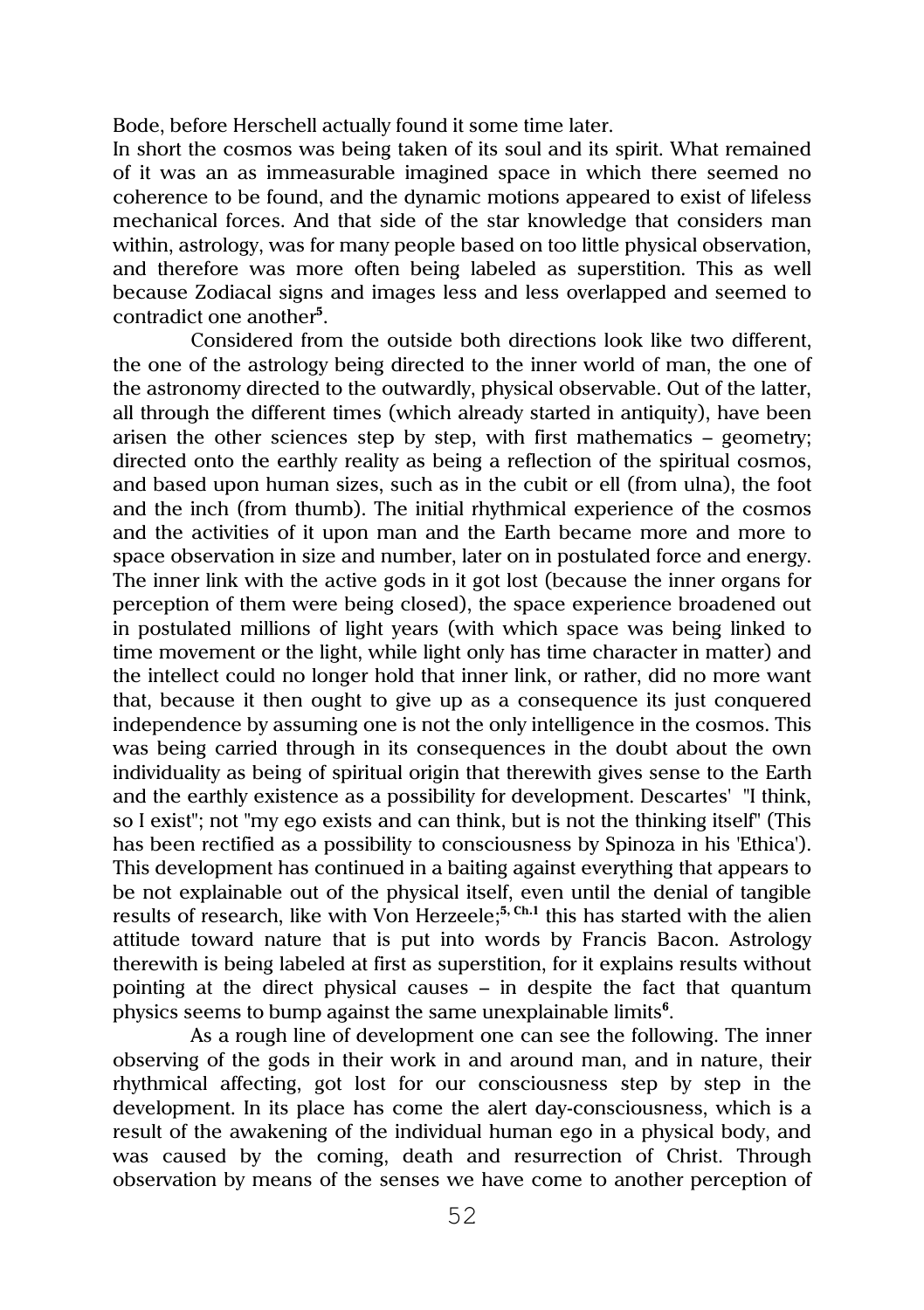Bode, before Herschell actually found it some time later.
In short the cosmos was being taken of its soul and its spirit. What remained of it was an as immeasurable imagined space in which there seemed no coherence to be found, and the dynamic motions appeared to exist of lifeless mechanical forces. And that side of the star knowledge that considers man within, astrology, was for many people based on too little physical observation, and therefore was more often being labeled as superstition. This as well because Zodiacal signs and images less and less overlapped and seemed to contradict one another[5].

Considered from the outside both directions look like two different, the one of the astrology being directed to the inner world of man, the one of the astronomy directed to the outwardly, physical observable. Out of the latter, all through the different times (which already started in antiquity), have been arisen the other sciences step by step, with first mathematics – geometry; directed onto the earthly reality as being a reflection of the spiritual cosmos, and based upon human sizes, such as in the cubit or ell (from ulna), the foot and the inch (from thumb). The initial rhythmical experience of the cosmos and the activities of it upon man and the Earth became more and more to space observation in size and number, later on in postulated force and energy. The inner link with the active gods in it got lost (because the inner organs for perception of them were being closed), the space experience broadened out in postulated millions of light years (with which space was being linked to time movement or the light, while light only has time character in matter) and the intellect could no longer hold that inner link, or rather, did no more want that, because it then ought to give up as a consequence its just conquered independence by assuming one is not the only intelligence in the cosmos. This was being carried through in its consequences in the doubt about the own individuality as being of spiritual origin that therewith gives sense to the Earth and the earthly existence as a possibility for development. Descartes' "I think, so I exist"; not "my ego exists and can think, but is not the thinking itself" (This has been rectified as a possibility to consciousness by Spinoza in his 'Ethica'). This development has continued in a baiting against everything that appears to be not explainable out of the physical itself, even until the denial of tangible results of research, like with Von Herzeele;[5, Ch.1] this has started with the alien attitude toward nature that is put into words by Francis Bacon. Astrology therewith is being labeled at first as superstition, for it explains results without pointing at the direct physical causes – in despite the fact that quantum physics seems to bump against the same unexplainable limits[6].

As a rough line of development one can see the following. The inner observing of the gods in their work in and around man, and in nature, their rhythmical affecting, got lost for our consciousness step by step in the development. In its place has come the alert day-consciousness, which is a result of the awakening of the individual human ego in a physical body, and was caused by the coming, death and resurrection of Christ. Through observation by means of the senses we have come to another perception of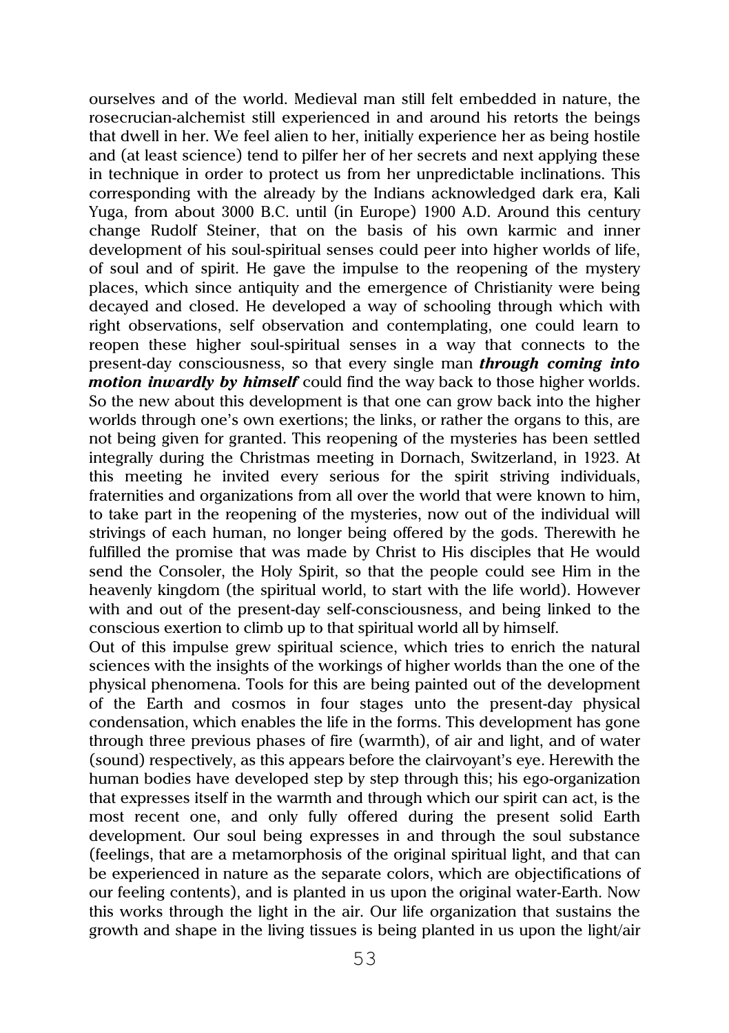ourselves and of the world. Medieval man still felt embedded in nature, the rosecrucian-alchemist still experienced in and around his retorts the beings that dwell in her. We feel alien to her, initially experience her as being hostile and (at least science) tend to pilfer her of her secrets and next applying these in technique in order to protect us from her unpredictable inclinations. This corresponding with the already by the Indians acknowledged dark era, Kali Yuga, from about 3000 B.C. until (in Europe) 1900 A.D. Around this century change Rudolf Steiner, that on the basis of his own karmic and inner development of his soul-spiritual senses could peer into higher worlds of life, of soul and of spirit. He gave the impulse to the reopening of the mystery places, which since antiquity and the emergence of Christianity were being decayed and closed. He developed a way of schooling through which with right observations, self observation and contemplating, one could learn to reopen these higher soul-spiritual senses in a way that connects to the present-day consciousness, so that every single man ***through coming into motion inwardly by himself*** could find the way back to those higher worlds. So the new about this development is that one can grow back into the higher worlds through one's own exertions; the links, or rather the organs to this, are not being given for granted. This reopening of the mysteries has been settled integrally during the Christmas meeting in Dornach, Switzerland, in 1923. At this meeting he invited every serious for the spirit striving individuals, fraternities and organizations from all over the world that were known to him, to take part in the reopening of the mysteries, now out of the individual will strivings of each human, no longer being offered by the gods. Therewith he fulfilled the promise that was made by Christ to His disciples that He would send the Consoler, the Holy Spirit, so that the people could see Him in the heavenly kingdom (the spiritual world, to start with the life world). However with and out of the present-day self-consciousness, and being linked to the conscious exertion to climb up to that spiritual world all by himself.

Out of this impulse grew spiritual science, which tries to enrich the natural sciences with the insights of the workings of higher worlds than the one of the physical phenomena. Tools for this are being painted out of the development of the Earth and cosmos in four stages unto the present-day physical condensation, which enables the life in the forms. This development has gone through three previous phases of fire (warmth), of air and light, and of water (sound) respectively, as this appears before the clairvoyant's eye. Herewith the human bodies have developed step by step through this; his ego-organization that expresses itself in the warmth and through which our spirit can act, is the most recent one, and only fully offered during the present solid Earth development. Our soul being expresses in and through the soul substance (feelings, that are a metamorphosis of the original spiritual light, and that can be experienced in nature as the separate colors, which are objectifications of our feeling contents), and is planted in us upon the original water-Earth. Now this works through the light in the air. Our life organization that sustains the growth and shape in the living tissues is being planted in us upon the light/air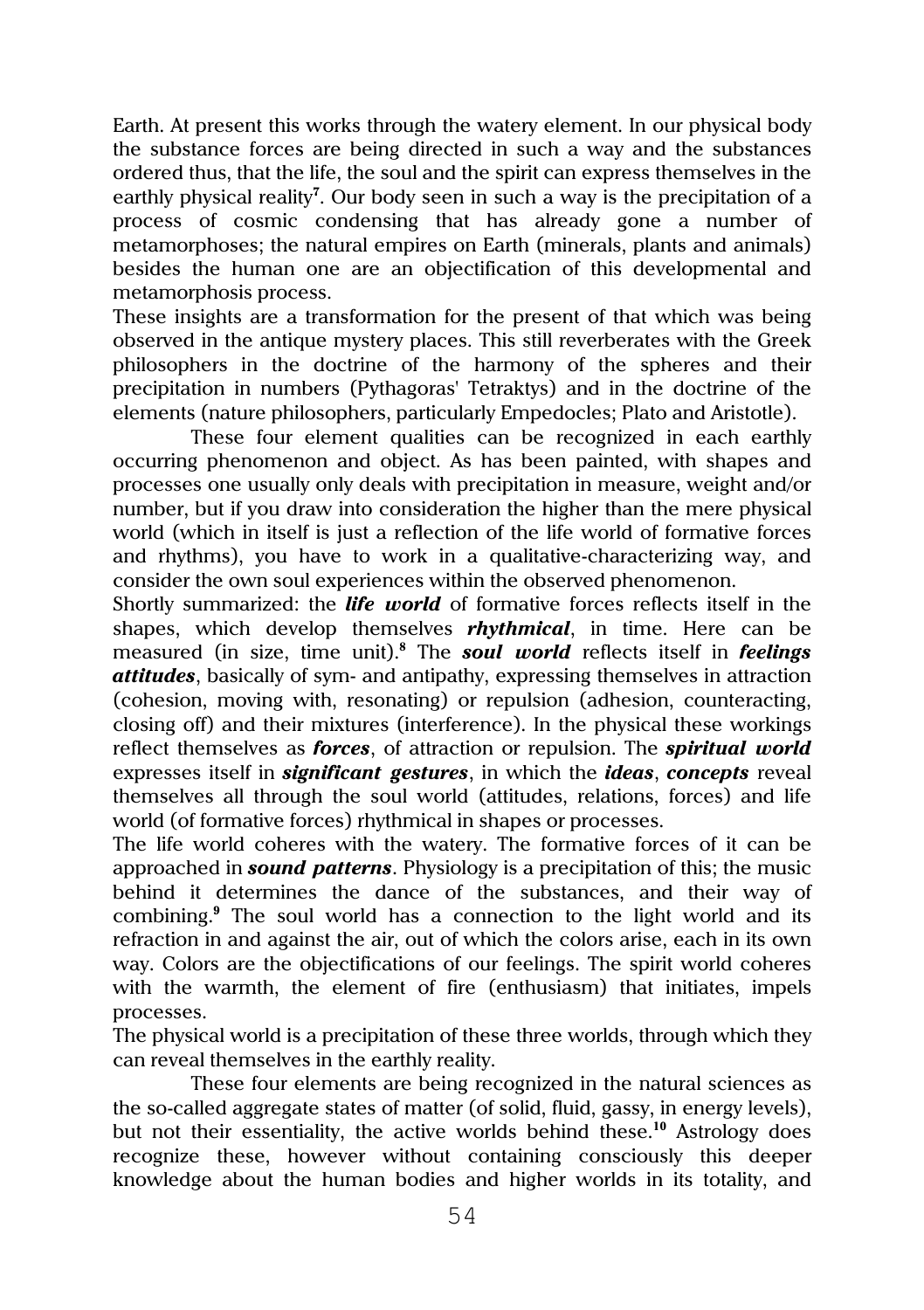Earth. At present this works through the watery element. In our physical body the substance forces are being directed in such a way and the substances ordered thus, that the life, the soul and the spirit can express themselves in the earthly physical reality[7]. Our body seen in such a way is the precipitation of a process of cosmic condensing that has already gone a number of metamorphoses; the natural empires on Earth (minerals, plants and animals) besides the human one are an objectification of this developmental and metamorphosis process.

These insights are a transformation for the present of that which was being observed in the antique mystery places. This still reverberates with the Greek philosophers in the doctrine of the harmony of the spheres and their precipitation in numbers (Pythagoras' Tetraktys) and in the doctrine of the elements (nature philosophers, particularly Empedocles; Plato and Aristotle).

These four element qualities can be recognized in each earthly occurring phenomenon and object. As has been painted, with shapes and processes one usually only deals with precipitation in measure, weight and/or number, but if you draw into consideration the higher than the mere physical world (which in itself is just a reflection of the life world of formative forces and rhythms), you have to work in a qualitative-characterizing way, and consider the own soul experiences within the observed phenomenon.

Shortly summarized: the ***life world*** of formative forces reflects itself in the shapes, which develop themselves ***rhythmical***, in time. Here can be measured (in size, time unit).[8] The ***soul world*** reflects itself in ***feelings attitudes***, basically of sym- and antipathy, expressing themselves in attraction (cohesion, moving with, resonating) or repulsion (adhesion, counteracting, closing off) and their mixtures (interference). In the physical these workings reflect themselves as ***forces***, of attraction or repulsion. The ***spiritual world*** expresses itself in ***significant gestures***, in which the ***ideas***, ***concepts*** reveal themselves all through the soul world (attitudes, relations, forces) and life world (of formative forces) rhythmical in shapes or processes.

The life world coheres with the watery. The formative forces of it can be approached in ***sound patterns***. Physiology is a precipitation of this; the music behind it determines the dance of the substances, and their way of combining.[9] The soul world has a connection to the light world and its refraction in and against the air, out of which the colors arise, each in its own way. Colors are the objectifications of our feelings. The spirit world coheres with the warmth, the element of fire (enthusiasm) that initiates, impels processes.

The physical world is a precipitation of these three worlds, through which they can reveal themselves in the earthly reality.

These four elements are being recognized in the natural sciences as the so-called aggregate states of matter (of solid, fluid, gassy, in energy levels), but not their essentiality, the active worlds behind these.[10] Astrology does recognize these, however without containing consciously this deeper knowledge about the human bodies and higher worlds in its totality, and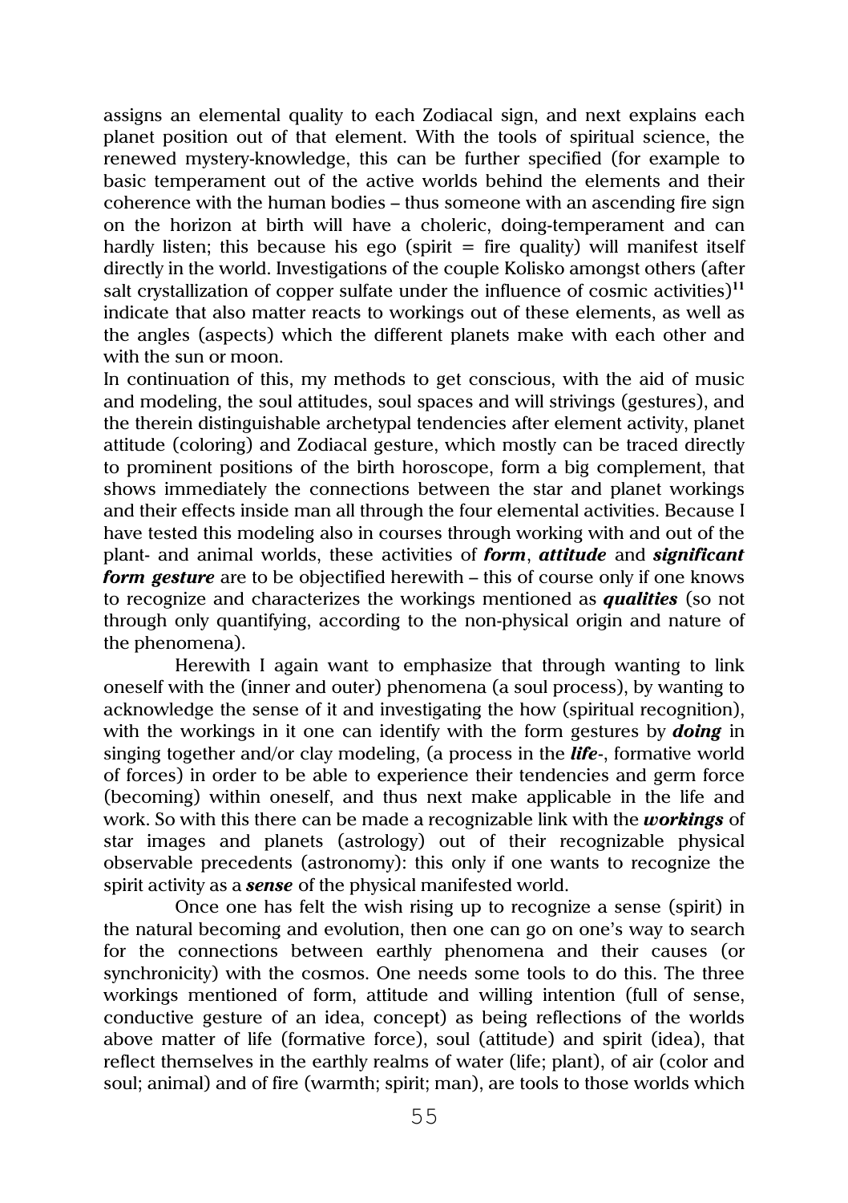assigns an elemental quality to each Zodiacal sign, and next explains each planet position out of that element. With the tools of spiritual science, the renewed mystery-knowledge, this can be further specified (for example to basic temperament out of the active worlds behind the elements and their coherence with the human bodies – thus someone with an ascending fire sign on the horizon at birth will have a choleric, doing-temperament and can hardly listen; this because his ego (spirit = fire quality) will manifest itself directly in the world. Investigations of the couple Kolisko amongst others (after salt crystallization of copper sulfate under the influence of cosmic activities)[11] indicate that also matter reacts to workings out of these elements, as well as the angles (aspects) which the different planets make with each other and with the sun or moon.

In continuation of this, my methods to get conscious, with the aid of music and modeling, the soul attitudes, soul spaces and will strivings (gestures), and the therein distinguishable archetypal tendencies after element activity, planet attitude (coloring) and Zodiacal gesture, which mostly can be traced directly to prominent positions of the birth horoscope, form a big complement, that shows immediately the connections between the star and planet workings and their effects inside man all through the four elemental activities. Because I have tested this modeling also in courses through working with and out of the plant- and animal worlds, these activities of ***form***, ***attitude*** and ***significant form gesture*** are to be objectified herewith – this of course only if one knows to recognize and characterizes the workings mentioned as ***qualities*** (so not through only quantifying, according to the non-physical origin and nature of the phenomena).

Herewith I again want to emphasize that through wanting to link oneself with the (inner and outer) phenomena (a soul process), by wanting to acknowledge the sense of it and investigating the how (spiritual recognition), with the workings in it one can identify with the form gestures by ***doing*** in singing together and/or clay modeling, (a process in the ***life***-, formative world of forces) in order to be able to experience their tendencies and germ force (becoming) within oneself, and thus next make applicable in the life and work. So with this there can be made a recognizable link with the ***workings*** of star images and planets (astrology) out of their recognizable physical observable precedents (astronomy): this only if one wants to recognize the spirit activity as a ***sense*** of the physical manifested world.

Once one has felt the wish rising up to recognize a sense (spirit) in the natural becoming and evolution, then one can go on one's way to search for the connections between earthly phenomena and their causes (or synchronicity) with the cosmos. One needs some tools to do this. The three workings mentioned of form, attitude and willing intention (full of sense, conductive gesture of an idea, concept) as being reflections of the worlds above matter of life (formative force), soul (attitude) and spirit (idea), that reflect themselves in the earthly realms of water (life; plant), of air (color and soul; animal) and of fire (warmth; spirit; man), are tools to those worlds which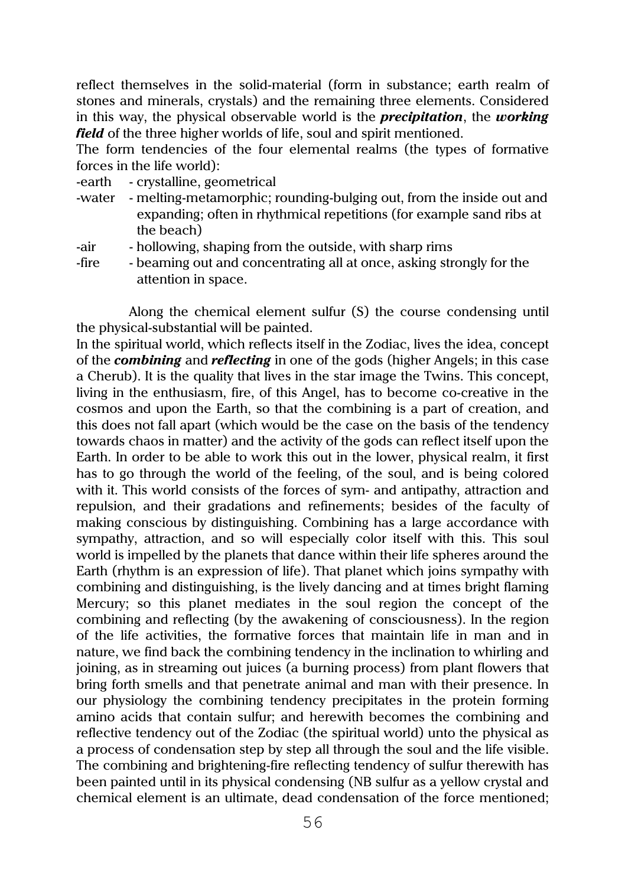reflect themselves in the solid-material (form in substance; earth realm of stones and minerals, crystals) and the remaining three elements. Considered in this way, the physical observable world is the ***precipitation***, the ***working field*** of the three higher worlds of life, soul and spirit mentioned.

The form tendencies of the four elemental realms (the types of formative forces in the life world):

- earth - crystalline, geometrical
- water - melting-metamorphic; rounding-bulging out, from the inside out and expanding; often in rhythmical repetitions (for example sand ribs at the beach)
- air - hollowing, shaping from the outside, with sharp rims
- fire - beaming out and concentrating all at once, asking strongly for the attention in space.

Along the chemical element sulfur (S) the course condensing until the physical-substantial will be painted.

In the spiritual world, which reflects itself in the Zodiac, lives the idea, concept of the ***combining*** and ***reflecting*** in one of the gods (higher Angels; in this case a Cherub). It is the quality that lives in the star image the Twins. This concept, living in the enthusiasm, fire, of this Angel, has to become co-creative in the cosmos and upon the Earth, so that the combining is a part of creation, and this does not fall apart (which would be the case on the basis of the tendency towards chaos in matter) and the activity of the gods can reflect itself upon the Earth. In order to be able to work this out in the lower, physical realm, it first has to go through the world of the feeling, of the soul, and is being colored with it. This world consists of the forces of sym- and antipathy, attraction and repulsion, and their gradations and refinements; besides of the faculty of making conscious by distinguishing. Combining has a large accordance with sympathy, attraction, and so will especially color itself with this. This soul world is impelled by the planets that dance within their life spheres around the Earth (rhythm is an expression of life). That planet which joins sympathy with combining and distinguishing, is the lively dancing and at times bright flaming Mercury; so this planet mediates in the soul region the concept of the combining and reflecting (by the awakening of consciousness). In the region of the life activities, the formative forces that maintain life in man and in nature, we find back the combining tendency in the inclination to whirling and joining, as in streaming out juices (a burning process) from plant flowers that bring forth smells and that penetrate animal and man with their presence. In our physiology the combining tendency precipitates in the protein forming amino acids that contain sulfur; and herewith becomes the combining and reflective tendency out of the Zodiac (the spiritual world) unto the physical as a process of condensation step by step all through the soul and the life visible. The combining and brightening-fire reflecting tendency of sulfur therewith has been painted until in its physical condensing (NB sulfur as a yellow crystal and chemical element is an ultimate, dead condensation of the force mentioned;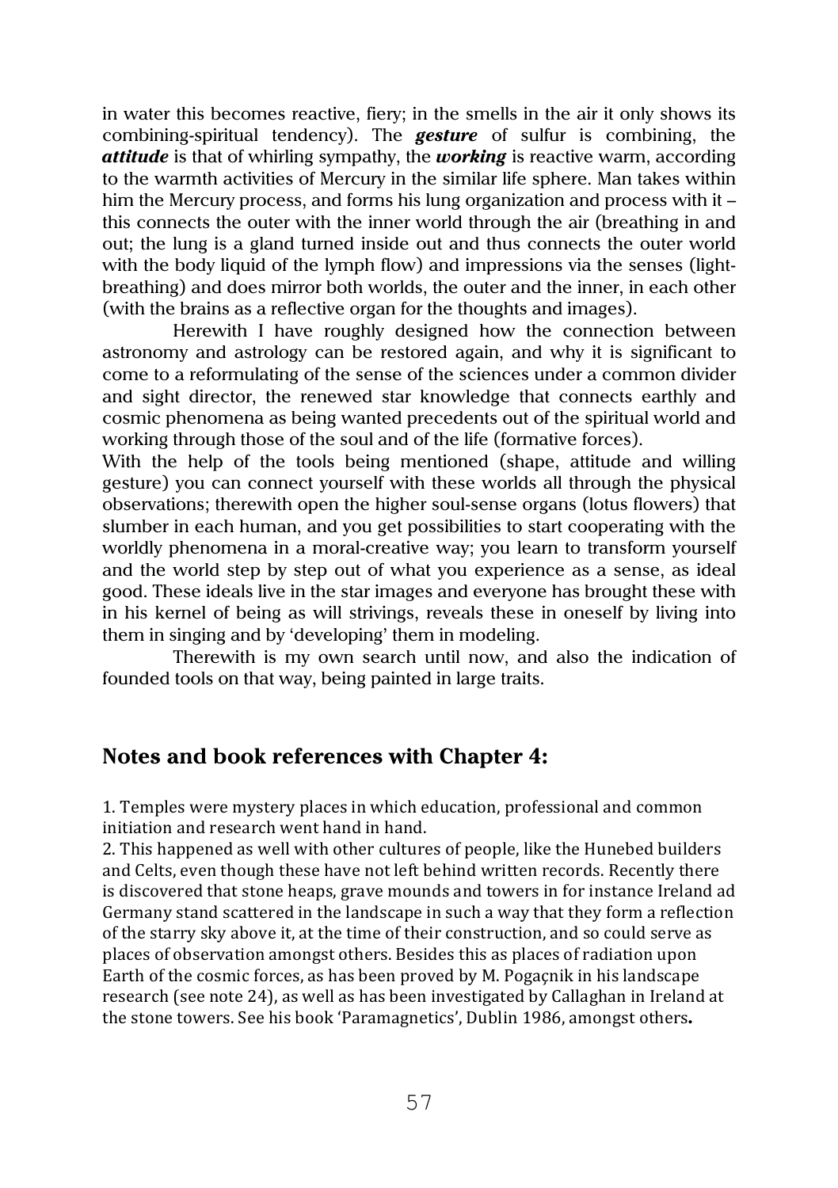in water this becomes reactive, fiery; in the smells in the air it only shows its combining-spiritual tendency). The ***gesture*** of sulfur is combining, the ***attitude*** is that of whirling sympathy, the ***working*** is reactive warm, according to the warmth activities of Mercury in the similar life sphere. Man takes within him the Mercury process, and forms his lung organization and process with it – this connects the outer with the inner world through the air (breathing in and out; the lung is a gland turned inside out and thus connects the outer world with the body liquid of the lymph flow) and impressions via the senses (light-breathing) and does mirror both worlds, the outer and the inner, in each other (with the brains as a reflective organ for the thoughts and images).

Herewith I have roughly designed how the connection between astronomy and astrology can be restored again, and why it is significant to come to a reformulating of the sense of the sciences under a common divider and sight director, the renewed star knowledge that connects earthly and cosmic phenomena as being wanted precedents out of the spiritual world and working through those of the soul and of the life (formative forces).

With the help of the tools being mentioned (shape, attitude and willing gesture) you can connect yourself with these worlds all through the physical observations; therewith open the higher soul-sense organs (lotus flowers) that slumber in each human, and you get possibilities to start cooperating with the worldly phenomena in a moral-creative way; you learn to transform yourself and the world step by step out of what you experience as a sense, as ideal good. These ideals live in the star images and everyone has brought these with in his kernel of being as will strivings, reveals these in oneself by living into them in singing and by 'developing' them in modeling.

Therewith is my own search until now, and also the indication of founded tools on that way, being painted in large traits.

## Notes and book references with Chapter 4:

1. Temples were mystery places in which education, professional and common initiation and research went hand in hand.
2. This happened as well with other cultures of people, like the Hunebed builders and Celts, even though these have not left behind written records. Recently there is discovered that stone heaps, grave mounds and towers in for instance Ireland ad Germany stand scattered in the landscape in such a way that they form a reflection of the starry sky above it, at the time of their construction, and so could serve as places of observation amongst others. Besides this as places of radiation upon Earth of the cosmic forces, as has been proved by M. Pogaçnik in his landscape research (see note 24), as well as has been investigated by Callaghan in Ireland at the stone towers. See his book 'Paramagnetics', Dublin 1986, amongst others**.**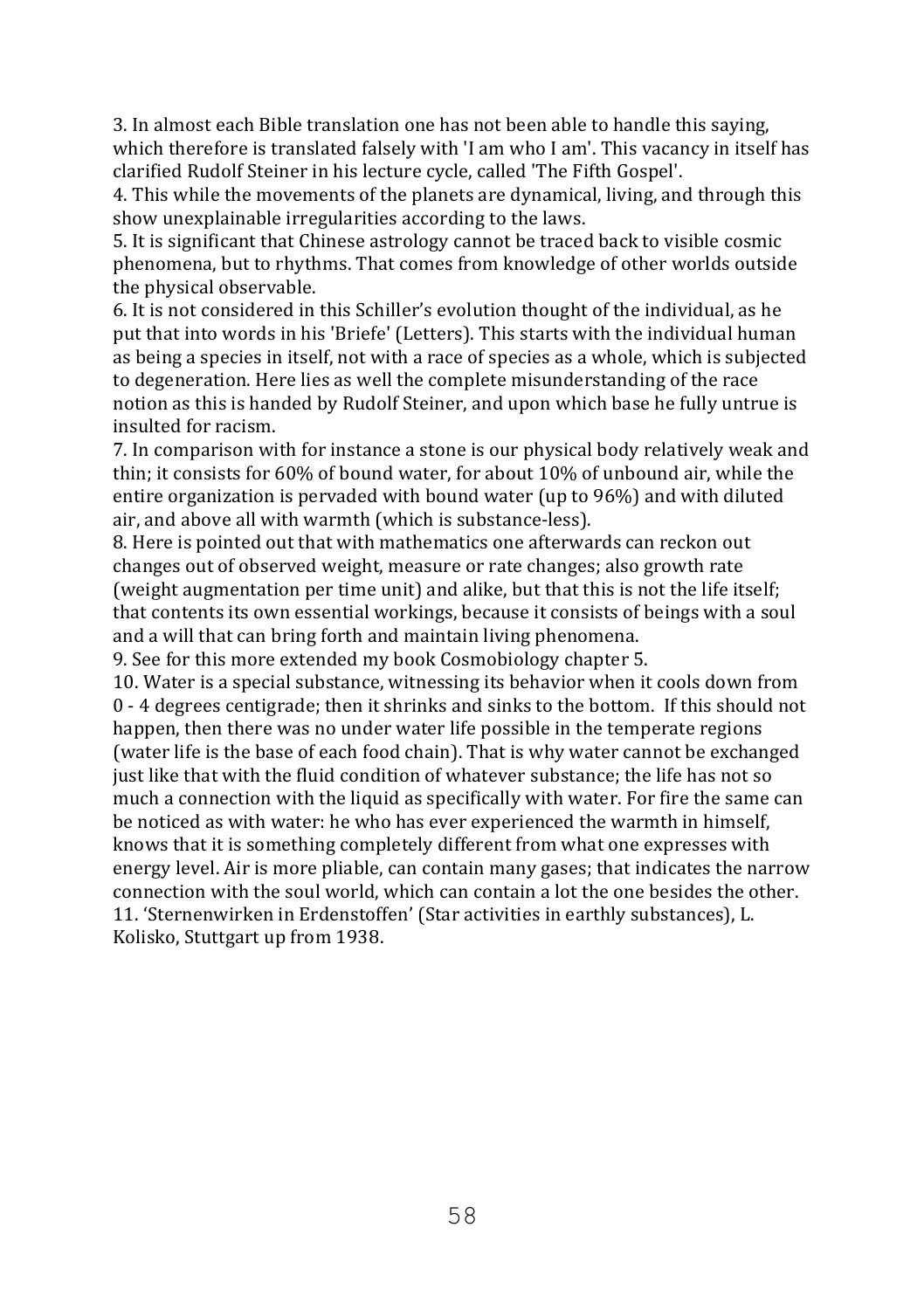3. In almost each Bible translation one has not been able to handle this saying, which therefore is translated falsely with 'I am who I am'. This vacancy in itself has clarified Rudolf Steiner in his lecture cycle, called 'The Fifth Gospel'.
4. This while the movements of the planets are dynamical, living, and through this show unexplainable irregularities according to the laws.
5. It is significant that Chinese astrology cannot be traced back to visible cosmic phenomena, but to rhythms. That comes from knowledge of other worlds outside the physical observable.
6. It is not considered in this Schiller's evolution thought of the individual, as he put that into words in his 'Briefe' (Letters). This starts with the individual human as being a species in itself, not with a race of species as a whole, which is subjected to degeneration. Here lies as well the complete misunderstanding of the race notion as this is handed by Rudolf Steiner, and upon which base he fully untrue is insulted for racism.
7. In comparison with for instance a stone is our physical body relatively weak and thin; it consists for 60% of bound water, for about 10% of unbound air, while the entire organization is pervaded with bound water (up to 96%) and with diluted air, and above all with warmth (which is substance-less).
8. Here is pointed out that with mathematics one afterwards can reckon out changes out of observed weight, measure or rate changes; also growth rate (weight augmentation per time unit) and alike, but that this is not the life itself; that contents its own essential workings, because it consists of beings with a soul and a will that can bring forth and maintain living phenomena.
9. See for this more extended my book Cosmobiology chapter 5.
10. Water is a special substance, witnessing its behavior when it cools down from 0 - 4 degrees centigrade; then it shrinks and sinks to the bottom. If this should not happen, then there was no under water life possible in the temperate regions (water life is the base of each food chain). That is why water cannot be exchanged just like that with the fluid condition of whatever substance; the life has not so much a connection with the liquid as specifically with water. For fire the same can be noticed as with water: he who has ever experienced the warmth in himself, knows that it is something completely different from what one expresses with energy level. Air is more pliable, can contain many gases; that indicates the narrow connection with the soul world, which can contain a lot the one besides the other.
11. 'Sternenwirken in Erdenstoffen' (Star activities in earthly substances), L. Kolisko, Stuttgart up from 1938.